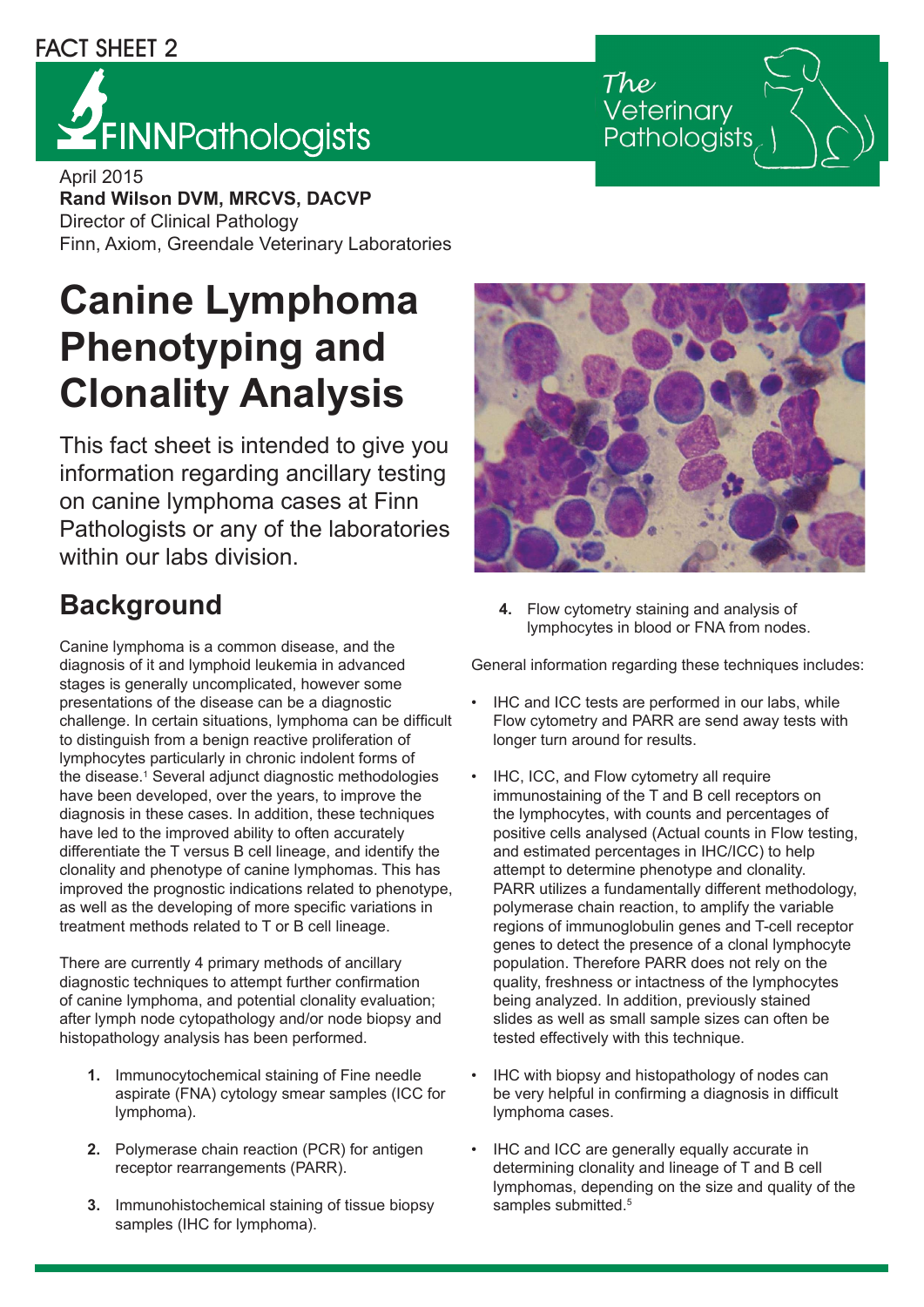FACT SHEET 2

FINNPathologists

The Veterinary Pathologists

April 2015
**Rand Wilson DVM, MRCVS, DACVP**
Director of Clinical Pathology
Finn, Axiom, Greendale Veterinary Laboratories

# Canine Lymphoma Phenotyping and Clonality Analysis

This fact sheet is intended to give you information regarding ancillary testing on canine lymphoma cases at Finn Pathologists or any of the laboratories within our labs division.

## Background

Canine lymphoma is a common disease, and the diagnosis of it and lymphoid leukemia in advanced stages is generally uncomplicated, however some presentations of the disease can be a diagnostic challenge. In certain situations, lymphoma can be difficult to distinguish from a benign reactive proliferation of lymphocytes particularly in chronic indolent forms of the disease.[1] Several adjunct diagnostic methodologies have been developed, over the years, to improve the diagnosis in these cases. In addition, these techniques have led to the improved ability to often accurately differentiate the T versus B cell lineage, and identify the clonality and phenotype of canine lymphomas. This has improved the prognostic indications related to phenotype, as well as the developing of more specific variations in treatment methods related to T or B cell lineage.

There are currently 4 primary methods of ancillary diagnostic techniques to attempt further confirmation of canine lymphoma, and potential clonality evaluation; after lymph node cytopathology and/or node biopsy and histopathology analysis has been performed.

1. Immunocytochemical staining of Fine needle aspirate (FNA) cytology smear samples (ICC for lymphoma).
2. Polymerase chain reaction (PCR) for antigen receptor rearrangements (PARR).
3. Immunohistochemical staining of tissue biopsy samples (IHC for lymphoma).
4. Flow cytometry staining and analysis of lymphocytes in blood or FNA from nodes.

General information regarding these techniques includes:

- IHC and ICC tests are performed in our labs, while Flow cytometry and PARR are send away tests with longer turn around for results.
- IHC, ICC, and Flow cytometry all require immunostaining of the T and B cell receptors on the lymphocytes, with counts and percentages of positive cells analysed (Actual counts in Flow testing, and estimated percentages in IHC/ICC) to help attempt to determine phenotype and clonality. PARR utilizes a fundamentally different methodology, polymerase chain reaction, to amplify the variable regions of immunoglobulin genes and T-cell receptor genes to detect the presence of a clonal lymphocyte population. Therefore PARR does not rely on the quality, freshness or intactness of the lymphocytes being analyzed. In addition, previously stained slides as well as small sample sizes can often be tested effectively with this technique.
- IHC with biopsy and histopathology of nodes can be very helpful in confirming a diagnosis in difficult lymphoma cases.
- IHC and ICC are generally equally accurate in determining clonality and lineage of T and B cell lymphomas, depending on the size and quality of the samples submitted.[5]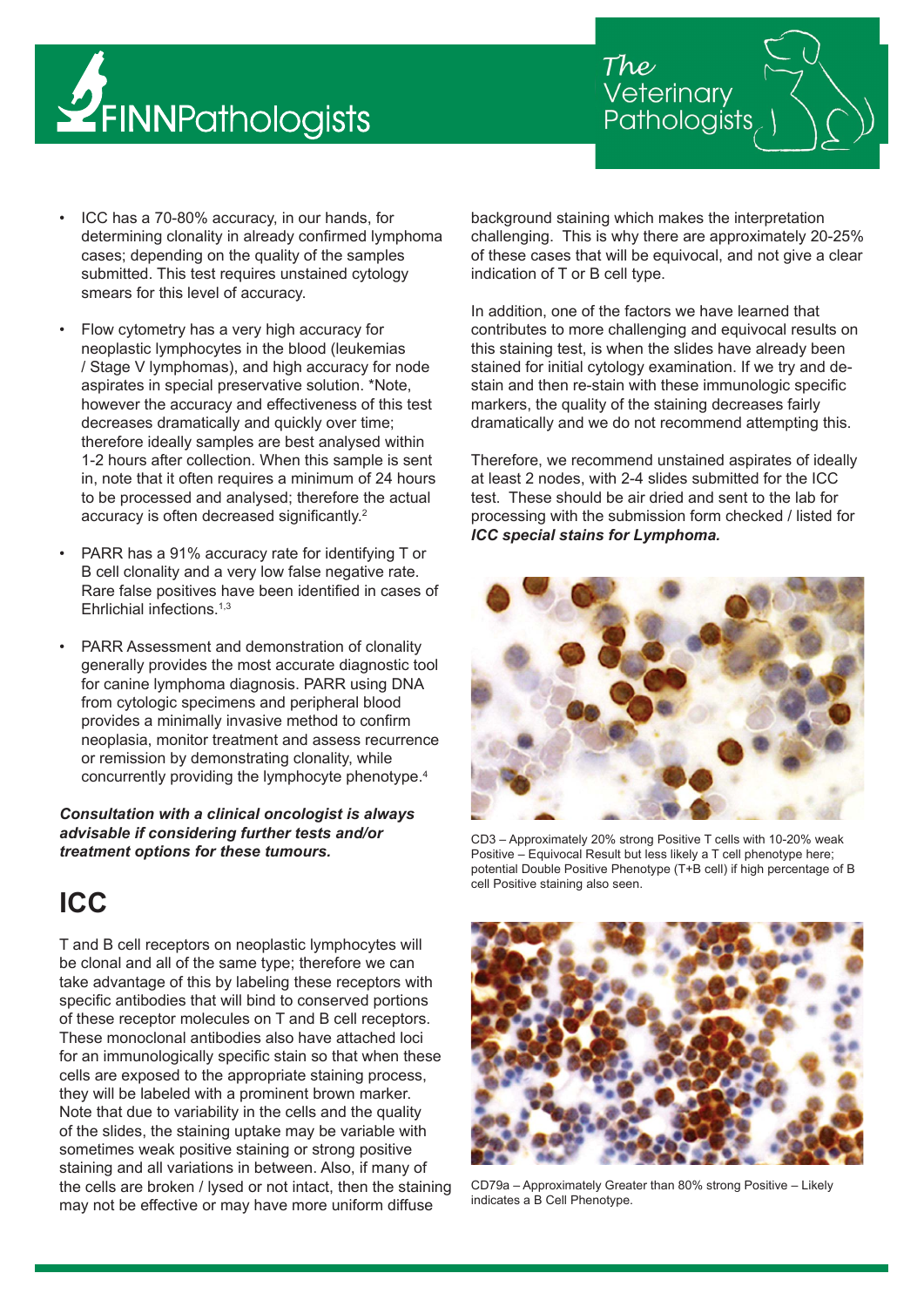- ICC has a 70-80% accuracy, in our hands, for determining clonality in already confirmed lymphoma cases; depending on the quality of the samples submitted. This test requires unstained cytology smears for this level of accuracy.

- Flow cytometry has a very high accuracy for neoplastic lymphocytes in the blood (leukemias / Stage V lymphomas), and high accuracy for node aspirates in special preservative solution. *Note, however the accuracy and effectiveness of this test decreases dramatically and quickly over time; therefore ideally samples are best analysed within 1-2 hours after collection. When this sample is sent in, note that it often requires a minimum of 24 hours to be processed and analysed; therefore the actual accuracy is often decreased significantly.[2]

- PARR has a 91% accuracy rate for identifying T or B cell clonality and a very low false negative rate. Rare false positives have been identified in cases of Ehrlichial infections.[1,3]

- PARR Assessment and demonstration of clonality generally provides the most accurate diagnostic tool for canine lymphoma diagnosis. PARR using DNA from cytologic specimens and peripheral blood provides a minimally invasive method to confirm neoplasia, monitor treatment and assess recurrence or remission by demonstrating clonality, while concurrently providing the lymphocyte phenotype.[4]

***Consultation with a clinical oncologist is always advisable if considering further tests and/or treatment options for these tumours.***

## ICC

T and B cell receptors on neoplastic lymphocytes will be clonal and all of the same type; therefore we can take advantage of this by labeling these receptors with specific antibodies that will bind to conserved portions of these receptor molecules on T and B cell receptors. These monoclonal antibodies also have attached loci for an immunologically specific stain so that when these cells are exposed to the appropriate staining process, they will be labeled with a prominent brown marker. Note that due to variability in the cells and the quality of the slides, the staining uptake may be variable with sometimes weak positive staining or strong positive staining and all variations in between. Also, if many of the cells are broken / lysed or not intact, then the staining may not be effective or may have more uniform diffuse background staining which makes the interpretation challenging. This is why there are approximately 20-25% of these cases that will be equivocal, and not give a clear indication of T or B cell type.

In addition, one of the factors we have learned that contributes to more challenging and equivocal results on this staining test, is when the slides have already been stained for initial cytology examination. If we try and de-stain and then re-stain with these immunologic specific markers, the quality of the staining decreases fairly dramatically and we do not recommend attempting this.

Therefore, we recommend unstained aspirates of ideally at least 2 nodes, with 2-4 slides submitted for the ICC test. These should be air dried and sent to the lab for processing with the submission form checked / listed for ***ICC special stains for Lymphoma.***

CD3 – Approximately 20% strong Positive T cells with 10-20% weak Positive – Equivocal Result but less likely a T cell phenotype here; potential Double Positive Phenotype (T+B cell) if high percentage of B cell Positive staining also seen.

CD79a – Approximately Greater than 80% strong Positive – Likely indicates a B Cell Phenotype.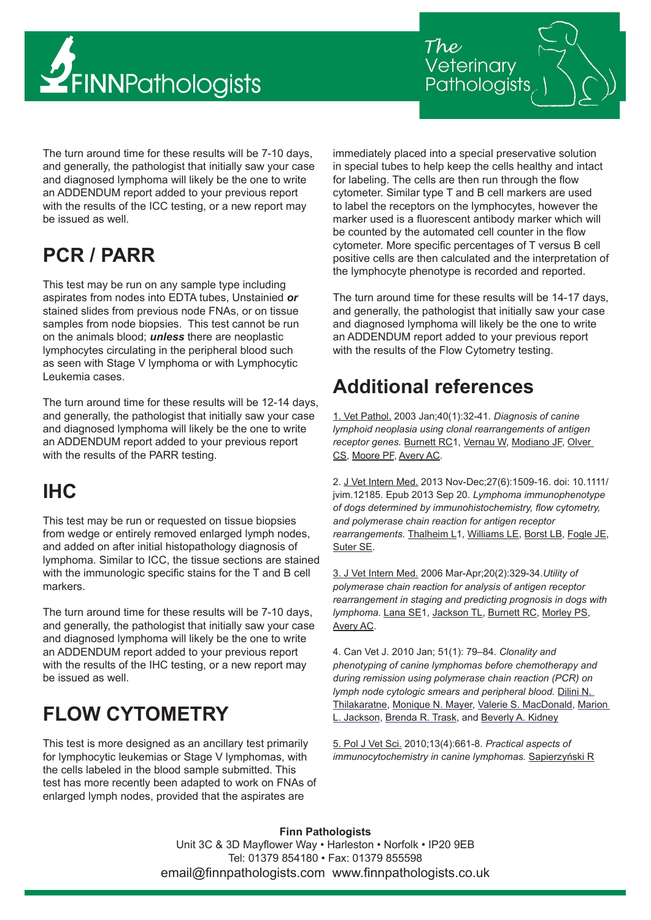The turn around time for these results will be 7-10 days, and generally, the pathologist that initially saw your case and diagnosed lymphoma will likely be the one to write an ADDENDUM report added to your previous report with the results of the ICC testing, or a new report may be issued as well.

## PCR / PARR

This test may be run on any sample type including aspirates from nodes into EDTA tubes, Unstainied ***or*** stained slides from previous node FNAs, or on tissue samples from node biopsies. This test cannot be run on the animals blood; ***unless*** there are neoplastic lymphocytes circulating in the peripheral blood such as seen with Stage V lymphoma or with Lymphocytic Leukemia cases.

The turn around time for these results will be 12-14 days, and generally, the pathologist that initially saw your case and diagnosed lymphoma will likely be the one to write an ADDENDUM report added to your previous report with the results of the PARR testing.

## IHC

This test may be run or requested on tissue biopsies from wedge or entirely removed enlarged lymph nodes, and added on after initial histopathology diagnosis of lymphoma. Similar to ICC, the tissue sections are stained with the immunologic specific stains for the T and B cell markers.

The turn around time for these results will be 7-10 days, and generally, the pathologist that initially saw your case and diagnosed lymphoma will likely be the one to write an ADDENDUM report added to your previous report with the results of the IHC testing, or a new report may be issued as well.

## FLOW CYTOMETRY

This test is more designed as an ancillary test primarily for lymphocytic leukemias or Stage V lymphomas, with the cells labeled in the blood sample submitted. This test has more recently been adapted to work on FNAs of enlarged lymph nodes, provided that the aspirates are immediately placed into a special preservative solution in special tubes to help keep the cells healthy and intact for labeling. The cells are then run through the flow cytometer. Similar type T and B cell markers are used to label the receptors on the lymphocytes, however the marker used is a fluorescent antibody marker which will be counted by the automated cell counter in the flow cytometer. More specific percentages of T versus B cell positive cells are then calculated and the interpretation of the lymphocyte phenotype is recorded and reported.

The turn around time for these results will be 14-17 days, and generally, the pathologist that initially saw your case and diagnosed lymphoma will likely be the one to write an ADDENDUM report added to your previous report with the results of the Flow Cytometry testing.

## Additional references

1. Vet Pathol. 2003 Jan;40(1):32-41. *Diagnosis of canine lymphoid neoplasia using clonal rearrangements of antigen receptor genes.* Burnett RC1, Vernau W, Modiano JF, Olver CS, Moore PF, Avery AC.

2. J Vet Intern Med. 2013 Nov-Dec;27(6):1509-16. doi: 10.1111/jvim.12185. Epub 2013 Sep 20. *Lymphoma immunophenotype of dogs determined by immunohistochemistry, flow cytometry, and polymerase chain reaction for antigen receptor rearrangements.* Thalheim L1, Williams LE, Borst LB, Fogle JE, Suter SE.

3. J Vet Intern Med. 2006 Mar-Apr;20(2):329-34. *Utility of polymerase chain reaction for analysis of antigen receptor rearrangement in staging and predicting prognosis in dogs with lymphoma.* Lana SE1, Jackson TL, Burnett RC, Morley PS, Avery AC.

4. Can Vet J. 2010 Jan; 51(1): 79–84. *Clonality and phenotyping of canine lymphomas before chemotherapy and during remission using polymerase chain reaction (PCR) on lymph node cytologic smears and peripheral blood.* Dilini N. Thilakaratne, Monique N. Mayer, Valerie S. MacDonald, Marion L. Jackson, Brenda R. Trask, and Beverly A. Kidney

5. Pol J Vet Sci. 2010;13(4):661-8. *Practical aspects of immunocytochemistry in canine lymphomas.* Sapierzyński R

**Finn Pathologists**
Unit 3C & 3D Mayflower Way • Harleston • Norfolk • IP20 9EB
Tel: 01379 854180 • Fax: 01379 855598
email@finnpathologists.com www.finnpathologists.co.uk